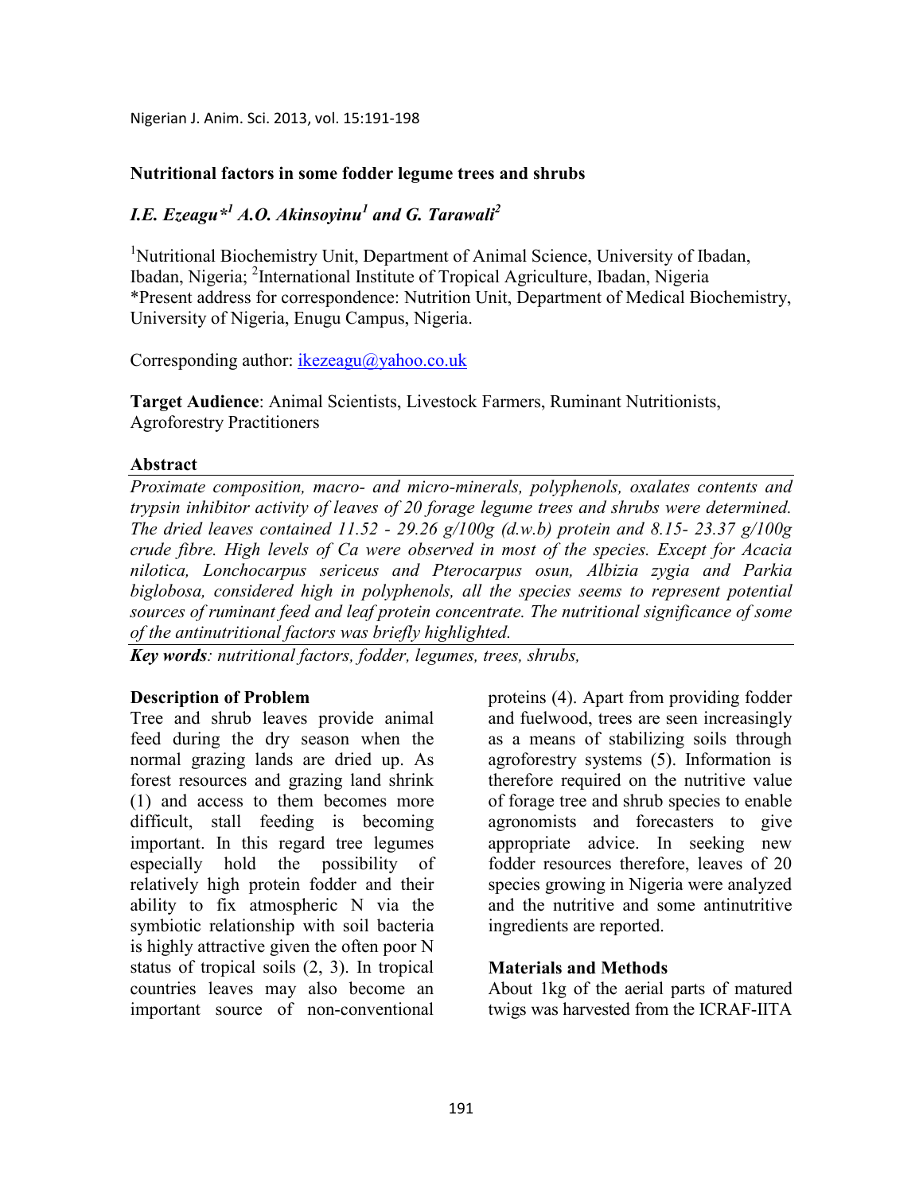## Nutritional factors in some fodder legume trees and shrubs

***I.E. Ezeagu*[1] A.O. Akinsoyinu[1] and G. Tarawali[2]***

[1]Nutritional Biochemistry Unit, Department of Animal Science, University of Ibadan, Ibadan, Nigeria; [2]International Institute of Tropical Agriculture, Ibadan, Nigeria
*Present address for correspondence: Nutrition Unit, Department of Medical Biochemistry, University of Nigeria, Enugu Campus, Nigeria.

Corresponding author: ikezeagu@yahoo.co.uk

**Target Audience**: Animal Scientists, Livestock Farmers, Ruminant Nutritionists, Agroforestry Practitioners

### Abstract

*Proximate composition, macro- and micro-minerals, polyphenols, oxalates contents and trypsin inhibitor activity of leaves of 20 forage legume trees and shrubs were determined. The dried leaves contained 11.52 - 29.26 g/100g (d.w.b) protein and 8.15- 23.37 g/100g crude fibre. High levels of Ca were observed in most of the species. Except for Acacia nilotica, Lonchocarpus sericeus and Pterocarpus osun, Albizia zygia and Parkia biglobosa, considered high in polyphenols, all the species seems to represent potential sources of ruminant feed and leaf protein concentrate. The nutritional significance of some of the antinutritional factors was briefly highlighted.*

***Key words**: nutritional factors, fodder, legumes, trees, shrubs,*

### Description of Problem

Tree and shrub leaves provide animal feed during the dry season when the normal grazing lands are dried up. As forest resources and grazing land shrink (1) and access to them becomes more difficult, stall feeding is becoming important. In this regard tree legumes especially hold the possibility of relatively high protein fodder and their ability to fix atmospheric N via the symbiotic relationship with soil bacteria is highly attractive given the often poor N status of tropical soils (2, 3). In tropical countries leaves may also become an important source of non-conventional proteins (4). Apart from providing fodder and fuelwood, trees are seen increasingly as a means of stabilizing soils through agroforestry systems (5). Information is therefore required on the nutritive value of forage tree and shrub species to enable agronomists and forecasters to give appropriate advice. In seeking new fodder resources therefore, leaves of 20 species growing in Nigeria were analyzed and the nutritive and some antinutritive ingredients are reported.

### Materials and Methods

About 1kg of the aerial parts of matured twigs was harvested from the ICRAF-IITA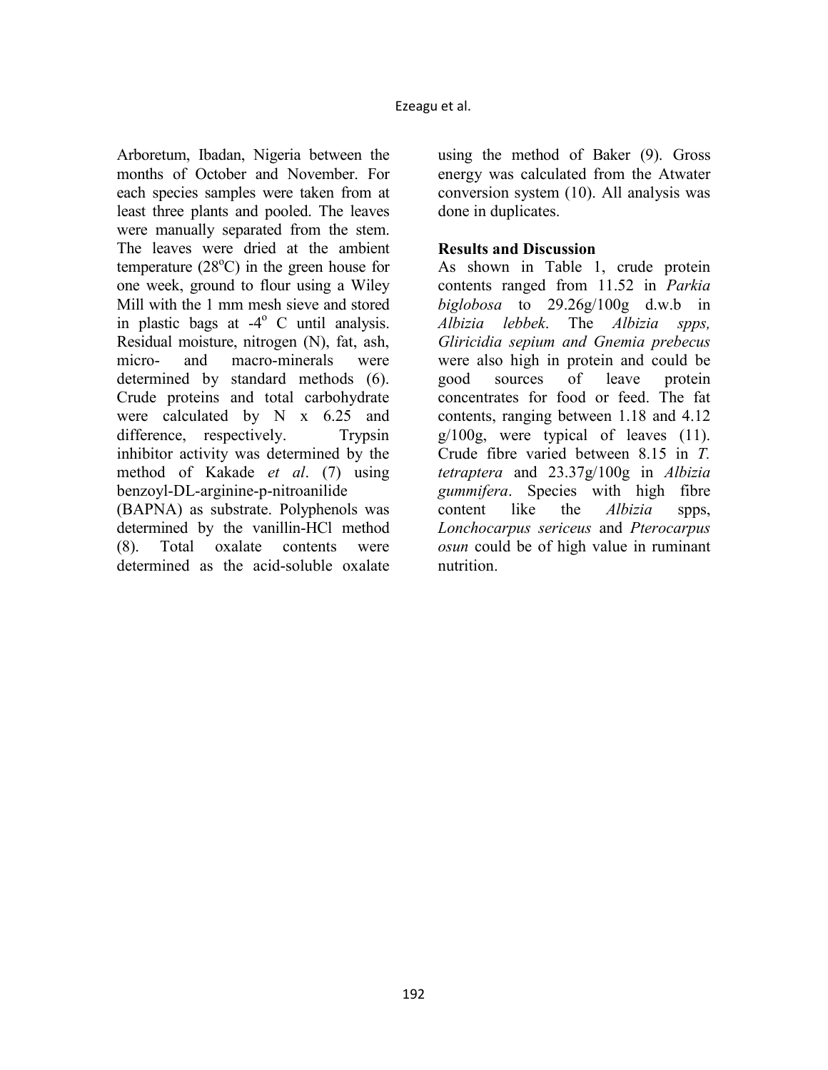Arboretum, Ibadan, Nigeria between the months of October and November. For each species samples were taken from at least three plants and pooled. The leaves were manually separated from the stem. The leaves were dried at the ambient temperature (28°C) in the green house for one week, ground to flour using a Wiley Mill with the 1 mm mesh sieve and stored in plastic bags at -4° C until analysis. Residual moisture, nitrogen (N), fat, ash, micro- and macro-minerals were determined by standard methods (6). Crude proteins and total carbohydrate were calculated by N x 6.25 and difference, respectively. Trypsin inhibitor activity was determined by the method of Kakade *et al*. (7) using benzoyl-DL-arginine-p-nitroanilide (BAPNA) as substrate. Polyphenols was determined by the vanillin-HCl method (8). Total oxalate contents were determined as the acid-soluble oxalate using the method of Baker (9). Gross energy was calculated from the Atwater conversion system (10). All analysis was done in duplicates.

**Results and Discussion**

As shown in Table 1, crude protein contents ranged from 11.52 in *Parkia biglobosa* to 29.26g/100g d.w.b in *Albizia lebbek*. The *Albizia spps, Gliricidia sepium and Gnemia prebecus* were also high in protein and could be good sources of leave protein concentrates for food or feed. The fat contents, ranging between 1.18 and 4.12 g/100g, were typical of leaves (11). Crude fibre varied between 8.15 in *T. tetraptera* and 23.37g/100g in *Albizia gummifera*. Species with high fibre content like the *Albizia* spps, *Lonchocarpus sericeus* and *Pterocarpus osun* could be of high value in ruminant nutrition.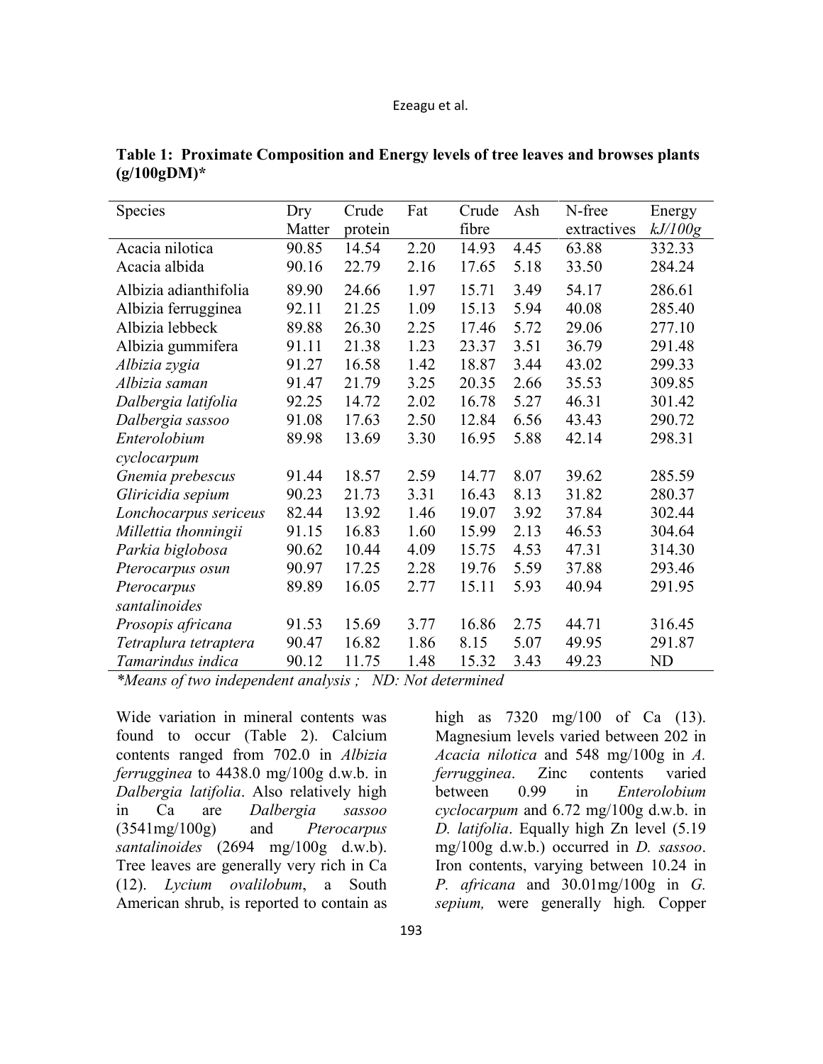**Table 1: Proximate Composition and Energy levels of tree leaves and browses plants (g/100gDM)***

| Species | Dry Matter | Crude protein | Fat | Crude fibre | Ash | N-free extractives | Energy *kJ/100g* |
|---|---|---|---|---|---|---|---|
| Acacia nilotica | 90.85 | 14.54 | 2.20 | 14.93 | 4.45 | 63.88 | 332.33 |
| Acacia albida | 90.16 | 22.79 | 2.16 | 17.65 | 5.18 | 33.50 | 284.24 |
| Albizia adianthifolia | 89.90 | 24.66 | 1.97 | 15.71 | 3.49 | 54.17 | 286.61 |
| Albizia ferrugginea | 92.11 | 21.25 | 1.09 | 15.13 | 5.94 | 40.08 | 285.40 |
| Albizia lebbeck | 89.88 | 26.30 | 2.25 | 17.46 | 5.72 | 29.06 | 277.10 |
| Albizia gummifera | 91.11 | 21.38 | 1.23 | 23.37 | 3.51 | 36.79 | 291.48 |
| *Albizia zygia* | 91.27 | 16.58 | 1.42 | 18.87 | 3.44 | 43.02 | 299.33 |
| *Albizia saman* | 91.47 | 21.79 | 3.25 | 20.35 | 2.66 | 35.53 | 309.85 |
| *Dalbergia latifolia* | 92.25 | 14.72 | 2.02 | 16.78 | 5.27 | 46.31 | 301.42 |
| *Dalbergia sassoo* | 91.08 | 17.63 | 2.50 | 12.84 | 6.56 | 43.43 | 290.72 |
| *Enterolobium cyclocarpum* | 89.98 | 13.69 | 3.30 | 16.95 | 5.88 | 42.14 | 298.31 |
| *Gnemia prebescus* | 91.44 | 18.57 | 2.59 | 14.77 | 8.07 | 39.62 | 285.59 |
| *Gliricidia sepium* | 90.23 | 21.73 | 3.31 | 16.43 | 8.13 | 31.82 | 280.37 |
| *Lonchocarpus sericeus* | 82.44 | 13.92 | 1.46 | 19.07 | 3.92 | 37.84 | 302.44 |
| *Millettia thonningii* | 91.15 | 16.83 | 1.60 | 15.99 | 2.13 | 46.53 | 304.64 |
| *Parkia biglobosa* | 90.62 | 10.44 | 4.09 | 15.75 | 4.53 | 47.31 | 314.30 |
| *Pterocarpus osun* | 90.97 | 17.25 | 2.28 | 19.76 | 5.59 | 37.88 | 293.46 |
| *Pterocarpus santalinoides* | 89.89 | 16.05 | 2.77 | 15.11 | 5.93 | 40.94 | 291.95 |
| *Prosopis africana* | 91.53 | 15.69 | 3.77 | 16.86 | 2.75 | 44.71 | 316.45 |
| *Tetraplura tetraptera* | 90.47 | 16.82 | 1.86 | 8.15 | 5.07 | 49.95 | 291.87 |
| *Tamarindus indica* | 90.12 | 11.75 | 1.48 | 15.32 | 3.43 | 49.23 | ND |

**Means of two independent analysis ; ND: Not determined*

Wide variation in mineral contents was found to occur (Table 2). Calcium contents ranged from 702.0 in *Albizia ferrugginea* to 4438.0 mg/100g d.w.b. in *Dalbergia latifolia*. Also relatively high in Ca are *Dalbergia sassoo* (3541mg/100g) and *Pterocarpus santalinoides* (2694 mg/100g d.w.b). Tree leaves are generally very rich in Ca (12). *Lycium ovalilobum*, a South American shrub, is reported to contain as high as 7320 mg/100 of Ca (13). Magnesium levels varied between 202 in *Acacia nilotica* and 548 mg/100g in *A. ferrugginea*. Zinc contents varied between 0.99 in *Enterolobium cyclocarpum* and 6.72 mg/100g d.w.b. in *D. latifolia*. Equally high Zn level (5.19 mg/100g d.w.b.) occurred in *D. sassoo*. Iron contents, varying between 10.24 in *P. africana* and 30.01mg/100g in *G. sepium,* were generally high*.* Copper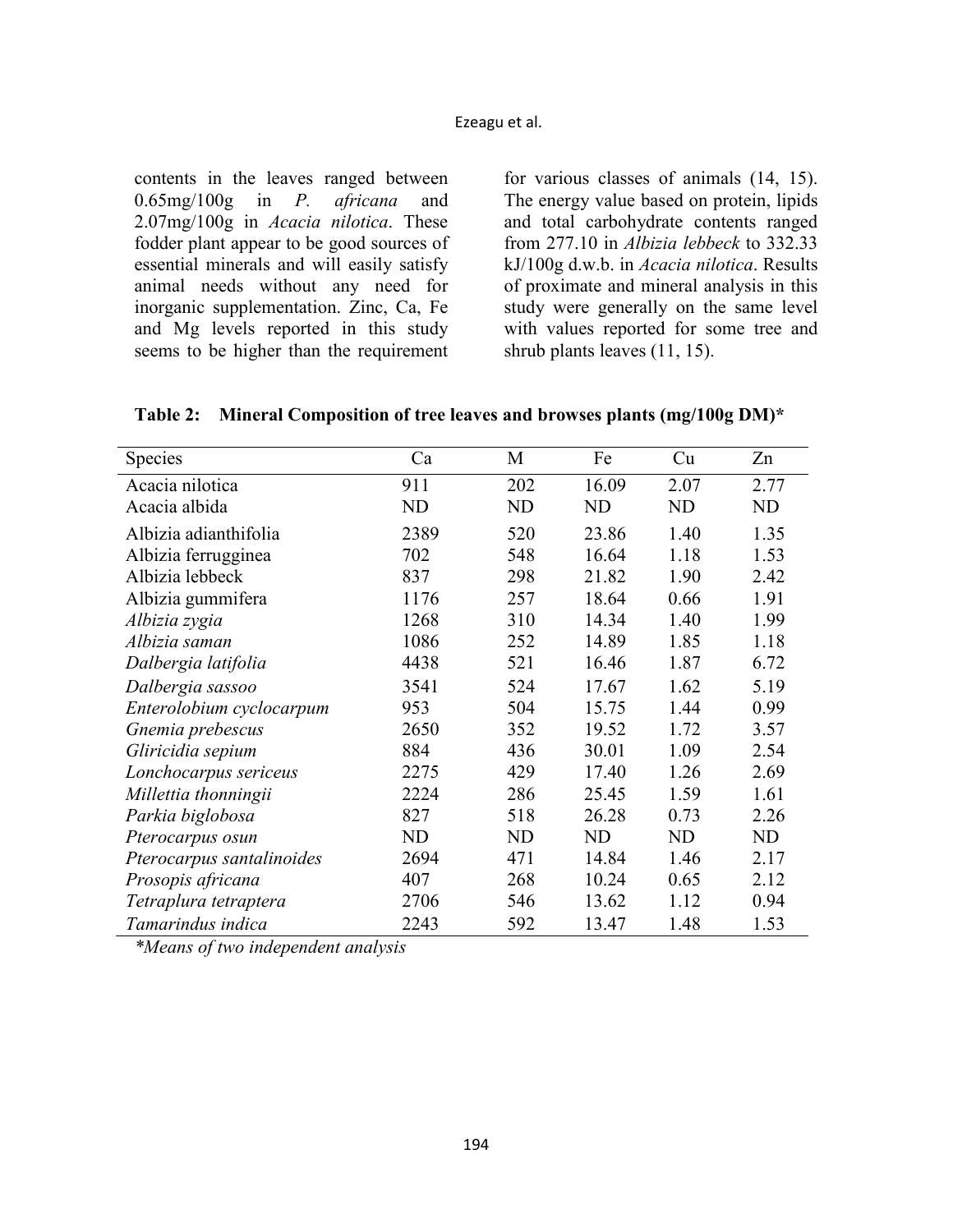contents in the leaves ranged between 0.65mg/100g in *P. africana* and 2.07mg/100g in *Acacia nilotica*. These fodder plant appear to be good sources of essential minerals and will easily satisfy animal needs without any need for inorganic supplementation. Zinc, Ca, Fe and Mg levels reported in this study seems to be higher than the requirement for various classes of animals (14, 15). The energy value based on protein, lipids and total carbohydrate contents ranged from 277.10 in *Albizia lebbeck* to 332.33 kJ/100g d.w.b. in *Acacia nilotica*. Results of proximate and mineral analysis in this study were generally on the same level with values reported for some tree and shrub plants leaves (11, 15).

**Table 2: Mineral Composition of tree leaves and browses plants (mg/100g DM)***

| Species | Ca | M | Fe | Cu | Zn |
|---|---|---|---|---|---|
| Acacia nilotica | 911 | 202 | 16.09 | 2.07 | 2.77 |
| Acacia albida | ND | ND | ND | ND | ND |
| Albizia adianthifolia | 2389 | 520 | 23.86 | 1.40 | 1.35 |
| Albizia ferrugginea | 702 | 548 | 16.64 | 1.18 | 1.53 |
| Albizia lebbeck | 837 | 298 | 21.82 | 1.90 | 2.42 |
| Albizia gummifera | 1176 | 257 | 18.64 | 0.66 | 1.91 |
| *Albizia zygia* | 1268 | 310 | 14.34 | 1.40 | 1.99 |
| *Albizia saman* | 1086 | 252 | 14.89 | 1.85 | 1.18 |
| *Dalbergia latifolia* | 4438 | 521 | 16.46 | 1.87 | 6.72 |
| *Dalbergia sassoo* | 3541 | 524 | 17.67 | 1.62 | 5.19 |
| *Enterolobium cyclocarpum* | 953 | 504 | 15.75 | 1.44 | 0.99 |
| *Gnemia prebescus* | 2650 | 352 | 19.52 | 1.72 | 3.57 |
| *Gliricidia sepium* | 884 | 436 | 30.01 | 1.09 | 2.54 |
| *Lonchocarpus sericeus* | 2275 | 429 | 17.40 | 1.26 | 2.69 |
| *Millettia thonningii* | 2224 | 286 | 25.45 | 1.59 | 1.61 |
| *Parkia biglobosa* | 827 | 518 | 26.28 | 0.73 | 2.26 |
| *Pterocarpus osun* | ND | ND | ND | ND | ND |
| *Pterocarpus santalinoides* | 2694 | 471 | 14.84 | 1.46 | 2.17 |
| *Prosopis africana* | 407 | 268 | 10.24 | 0.65 | 2.12 |
| *Tetraplura tetraptera* | 2706 | 546 | 13.62 | 1.12 | 0.94 |
| *Tamarindus indica* | 2243 | 592 | 13.47 | 1.48 | 1.53 |

*\*Means of two independent analysis*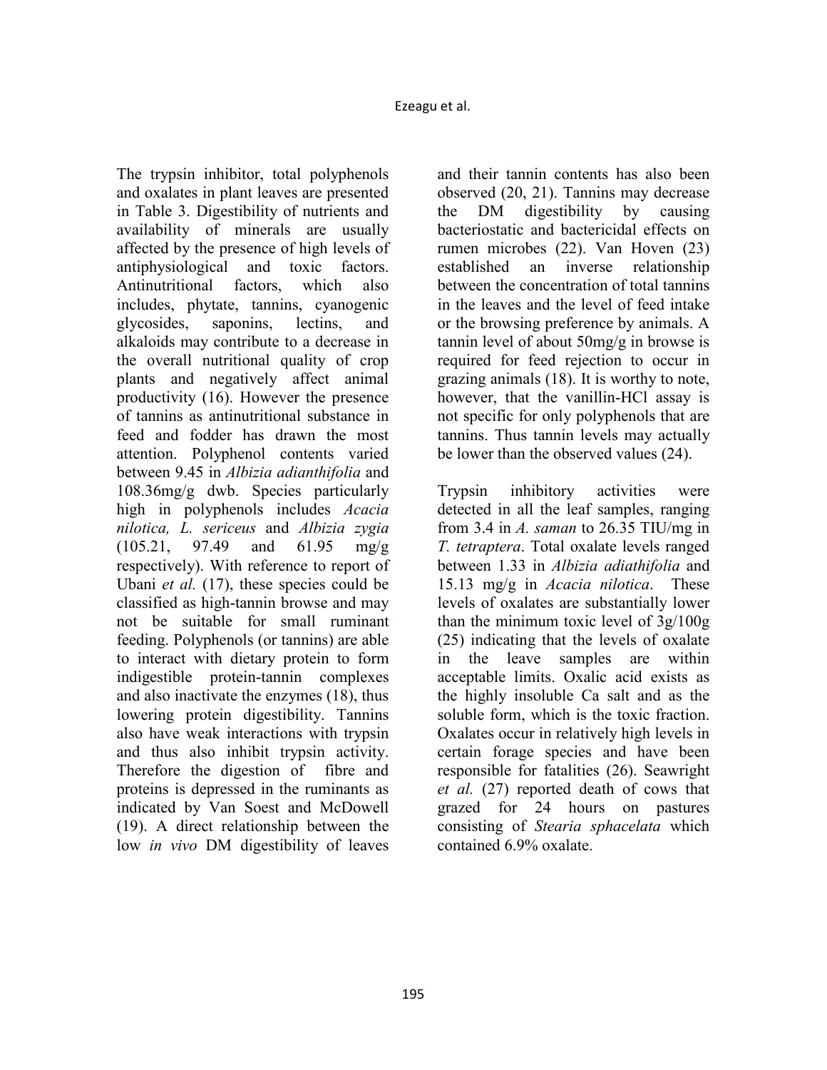The trypsin inhibitor, total polyphenols and oxalates in plant leaves are presented in Table 3. Digestibility of nutrients and availability of minerals are usually affected by the presence of high levels of antiphysiological and toxic factors. Antinutritional factors, which also includes, phytate, tannins, cyanogenic glycosides, saponins, lectins, and alkaloids may contribute to a decrease in the overall nutritional quality of crop plants and negatively affect animal productivity (16). However the presence of tannins as antinutritional substance in feed and fodder has drawn the most attention. Polyphenol contents varied between 9.45 in *Albizia adianthifolia* and 108.36mg/g dwb. Species particularly high in polyphenols includes *Acacia nilotica, L. sericeus* and *Albizia zygia* (105.21, 97.49 and 61.95 mg/g respectively). With reference to report of Ubani *et al.* (17), these species could be classified as high-tannin browse and may not be suitable for small ruminant feeding. Polyphenols (or tannins) are able to interact with dietary protein to form indigestible protein-tannin complexes and also inactivate the enzymes (18), thus lowering protein digestibility. Tannins also have weak interactions with trypsin and thus also inhibit trypsin activity. Therefore the digestion of fibre and proteins is depressed in the ruminants as indicated by Van Soest and McDowell (19). A direct relationship between the low *in vivo* DM digestibility of leaves and their tannin contents has also been observed (20, 21). Tannins may decrease the DM digestibility by causing bacteriostatic and bactericidal effects on rumen microbes (22). Van Hoven (23) established an inverse relationship between the concentration of total tannins in the leaves and the level of feed intake or the browsing preference by animals. A tannin level of about 50mg/g in browse is required for feed rejection to occur in grazing animals (18). It is worthy to note, however, that the vanillin-HCl assay is not specific for only polyphenols that are tannins. Thus tannin levels may actually be lower than the observed values (24).

Trypsin inhibitory activities were detected in all the leaf samples, ranging from 3.4 in *A. saman* to 26.35 TIU/mg in *T. tetraptera*. Total oxalate levels ranged between 1.33 in *Albizia adiathifolia* and 15.13 mg/g in *Acacia nilotica*. These levels of oxalates are substantially lower than the minimum toxic level of 3g/100g (25) indicating that the levels of oxalate in the leave samples are within acceptable limits. Oxalic acid exists as the highly insoluble Ca salt and as the soluble form, which is the toxic fraction. Oxalates occur in relatively high levels in certain forage species and have been responsible for fatalities (26). Seawright *et al.* (27) reported death of cows that grazed for 24 hours on pastures consisting of *Stearia sphacelata* which contained 6.9% oxalate.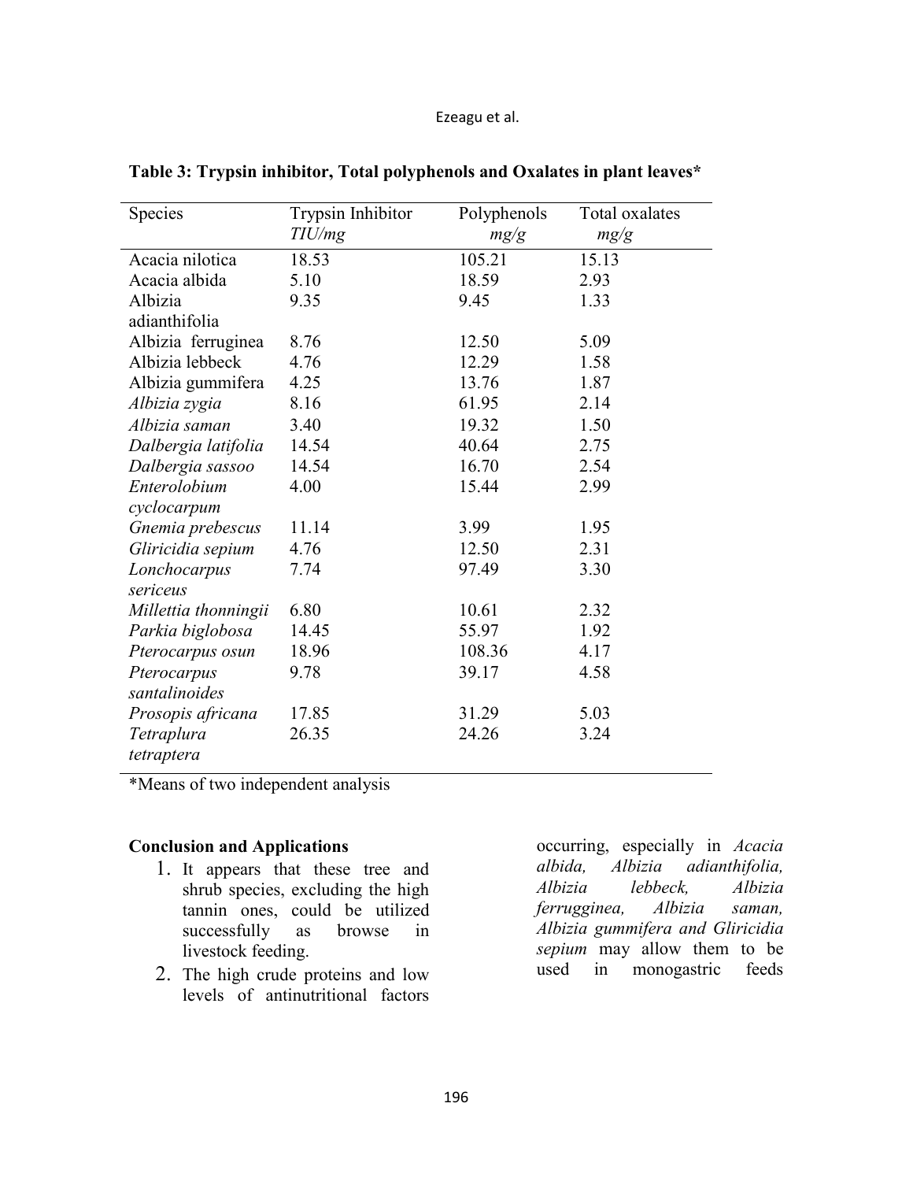**Table 3: Trypsin inhibitor, Total polyphenols and Oxalates in plant leaves***

| Species | Trypsin Inhibitor *TIU/mg* | Polyphenols *mg/g* | Total oxalates *mg/g* |
|---|---|---|---|
| Acacia nilotica | 18.53 | 105.21 | 15.13 |
| Acacia albida | 5.10 | 18.59 | 2.93 |
| Albizia adianthifolia | 9.35 | 9.45 | 1.33 |
| Albizia ferruginea | 8.76 | 12.50 | 5.09 |
| Albizia lebbeck | 4.76 | 12.29 | 1.58 |
| Albizia gummifera | 4.25 | 13.76 | 1.87 |
| *Albizia zygia* | 8.16 | 61.95 | 2.14 |
| *Albizia saman* | 3.40 | 19.32 | 1.50 |
| *Dalbergia latifolia* | 14.54 | 40.64 | 2.75 |
| *Dalbergia sassoo* | 14.54 | 16.70 | 2.54 |
| *Enterolobium cyclocarpum* | 4.00 | 15.44 | 2.99 |
| *Gnemia prebescus* | 11.14 | 3.99 | 1.95 |
| *Gliricidia sepium* | 4.76 | 12.50 | 2.31 |
| *Lonchocarpus sericeus* | 7.74 | 97.49 | 3.30 |
| *Millettia thonningii* | 6.80 | 10.61 | 2.32 |
| *Parkia biglobosa* | 14.45 | 55.97 | 1.92 |
| *Pterocarpus osun* | 18.96 | 108.36 | 4.17 |
| *Pterocarpus santalinoides* | 9.78 | 39.17 | 4.58 |
| *Prosopis africana* | 17.85 | 31.29 | 5.03 |
| *Tetraplura tetraptera* | 26.35 | 24.26 | 3.24 |

*Means of two independent analysis

**Conclusion and Applications**

1. It appears that these tree and shrub species, excluding the high tannin ones, could be utilized successfully as browse in livestock feeding.
2. The high crude proteins and low levels of antinutritional factors occurring, especially in *Acacia albida, Albizia adianthifolia, Albizia lebbeck, Albizia ferrugginea, Albizia saman, Albizia gummifera and Gliricidia sepium* may allow them to be used in monogastric feeds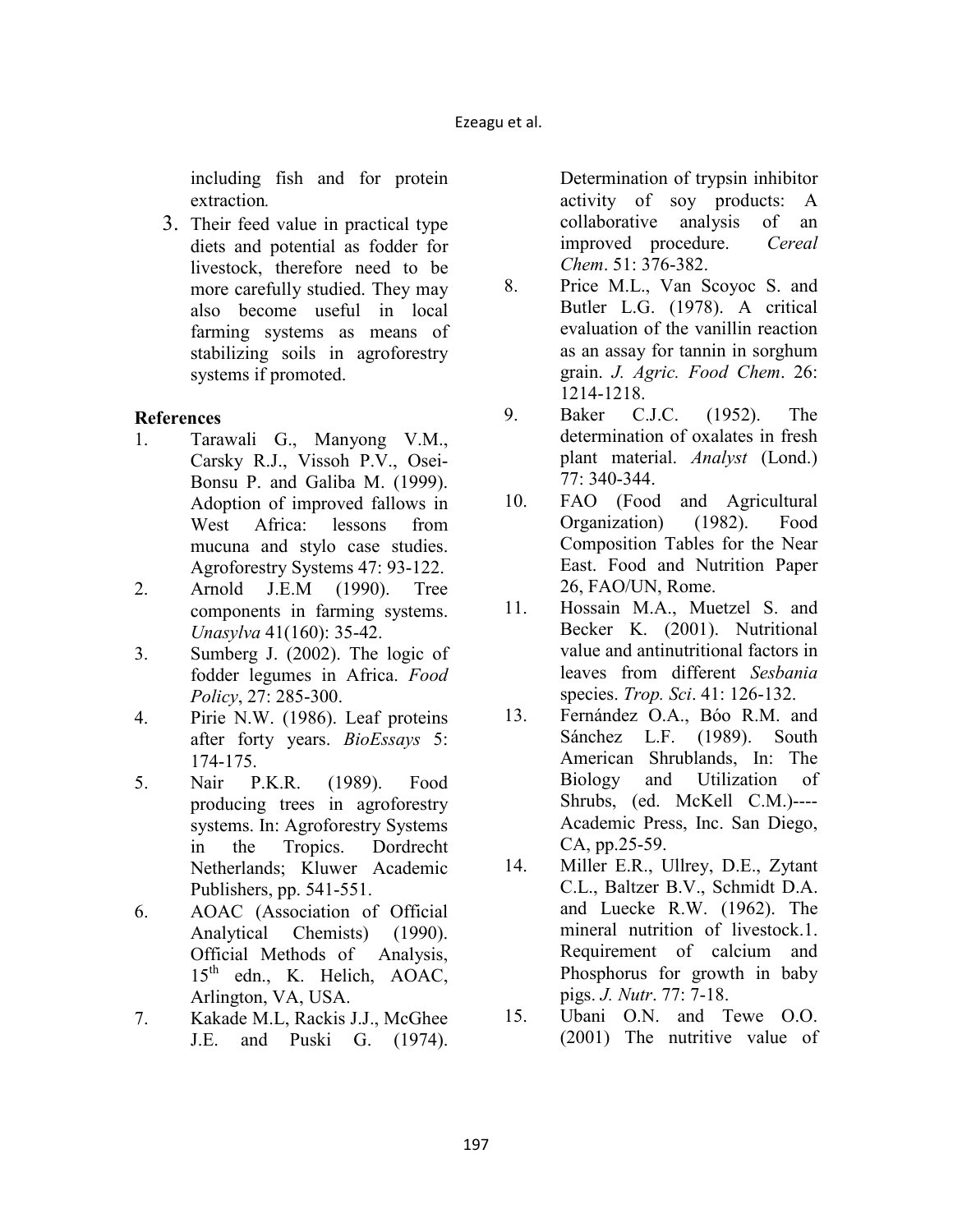including fish and for protein extraction.

3. Their feed value in practical type diets and potential as fodder for livestock, therefore need to be more carefully studied. They may also become useful in local farming systems as means of stabilizing soils in agroforestry systems if promoted.

**References**

1. Tarawali G., Manyong V.M., Carsky R.J., Vissoh P.V., Osei-Bonsu P. and Galiba M. (1999). Adoption of improved fallows in West Africa: lessons from mucuna and stylo case studies. Agroforestry Systems 47: 93-122.
2. Arnold J.E.M (1990). Tree components in farming systems. *Unasylva* 41(160): 35-42.
3. Sumberg J. (2002). The logic of fodder legumes in Africa. *Food Policy*, 27: 285-300.
4. Pirie N.W. (1986). Leaf proteins after forty years. *BioEssays* 5: 174-175.
5. Nair P.K.R. (1989). Food producing trees in agroforestry systems. In: Agroforestry Systems in the Tropics. Dordrecht Netherlands; Kluwer Academic Publishers, pp. 541-551.
6. AOAC (Association of Official Analytical Chemists) (1990). Official Methods of Analysis, 15th edn., K. Helich, AOAC, Arlington, VA, USA.
7. Kakade M.L, Rackis J.J., McGhee J.E. and Puski G. (1974). Determination of trypsin inhibitor activity of soy products: A collaborative analysis of an improved procedure. *Cereal Chem*. 51: 376-382.
8. Price M.L., Van Scoyoc S. and Butler L.G. (1978). A critical evaluation of the vanillin reaction as an assay for tannin in sorghum grain. *J. Agric. Food Chem*. 26: 1214-1218.
9. Baker C.J.C. (1952). The determination of oxalates in fresh plant material. *Analyst* (Lond.) 77: 340-344.
10. FAO (Food and Agricultural Organization) (1982). Food Composition Tables for the Near East. Food and Nutrition Paper 26, FAO/UN, Rome.
11. Hossain M.A., Muetzel S. and Becker K. (2001). Nutritional value and antinutritional factors in leaves from different *Sesbania* species. *Trop. Sci*. 41: 126-132.
13. Fernández O.A., Bóo R.M. and Sánchez L.F. (1989). South American Shrublands, In: The Biology and Utilization of Shrubs, (ed. McKell C.M.)---- Academic Press, Inc. San Diego, CA, pp.25-59.
14. Miller E.R., Ullrey, D.E., Zytant C.L., Baltzer B.V., Schmidt D.A. and Luecke R.W. (1962). The mineral nutrition of livestock.1. Requirement of calcium and Phosphorus for growth in baby pigs. *J. Nutr*. 77: 7-18.
15. Ubani O.N. and Tewe O.O. (2001) The nutritive value of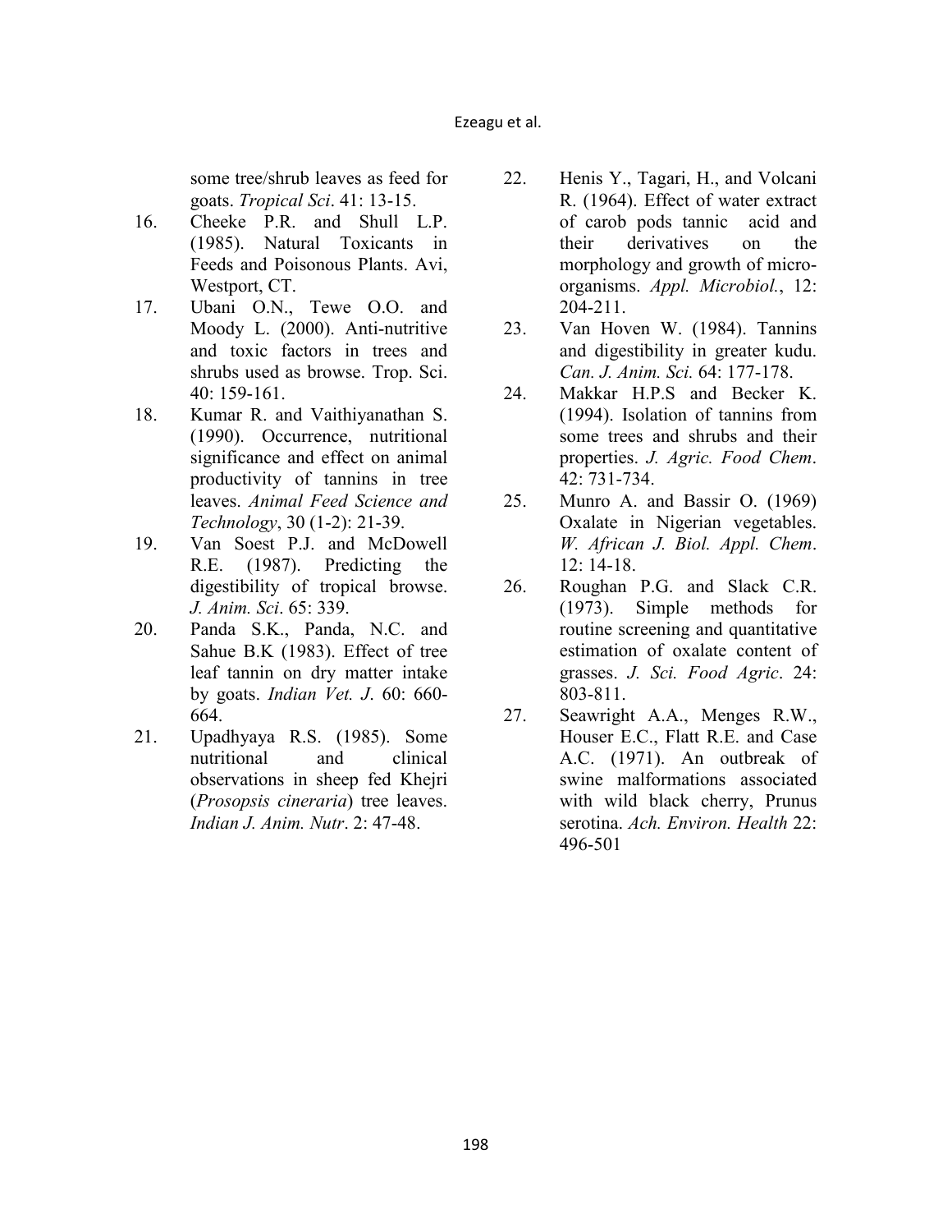some tree/shrub leaves as feed for goats. *Tropical Sci*. 41: 13-15.

16. Cheeke P.R. and Shull L.P. (1985). Natural Toxicants in Feeds and Poisonous Plants. Avi, Westport, CT.
17. Ubani O.N., Tewe O.O. and Moody L. (2000). Anti-nutritive and toxic factors in trees and shrubs used as browse. Trop. Sci. 40: 159-161.
18. Kumar R. and Vaithiyanathan S. (1990). Occurrence, nutritional significance and effect on animal productivity of tannins in tree leaves. *Animal Feed Science and Technology*, 30 (1-2): 21-39.
19. Van Soest P.J. and McDowell R.E. (1987). Predicting the digestibility of tropical browse. *J. Anim. Sci*. 65: 339.
20. Panda S.K., Panda, N.C. and Sahue B.K (1983). Effect of tree leaf tannin on dry matter intake by goats. *Indian Vet. J*. 60: 660-664.
21. Upadhyaya R.S. (1985). Some nutritional and clinical observations in sheep fed Khejri (*Prosopsis cineraria*) tree leaves. *Indian J. Anim. Nutr*. 2: 47-48.
22. Henis Y., Tagari, H., and Volcani R. (1964). Effect of water extract of carob pods tannic acid and their derivatives on the morphology and growth of micro-organisms. *Appl. Microbiol.*, 12: 204-211.
23. Van Hoven W. (1984). Tannins and digestibility in greater kudu. *Can. J. Anim. Sci.* 64: 177-178.
24. Makkar H.P.S and Becker K. (1994). Isolation of tannins from some trees and shrubs and their properties. *J. Agric. Food Chem*. 42: 731-734.
25. Munro A. and Bassir O. (1969) Oxalate in Nigerian vegetables. *W. African J. Biol. Appl. Chem*. 12: 14-18.
26. Roughan P.G. and Slack C.R. (1973). Simple methods for routine screening and quantitative estimation of oxalate content of grasses. *J. Sci. Food Agric*. 24: 803-811.
27. Seawright A.A., Menges R.W., Houser E.C., Flatt R.E. and Case A.C. (1971). An outbreak of swine malformations associated with wild black cherry, Prunus serotina. *Ach. Environ. Health* 22: 496-501